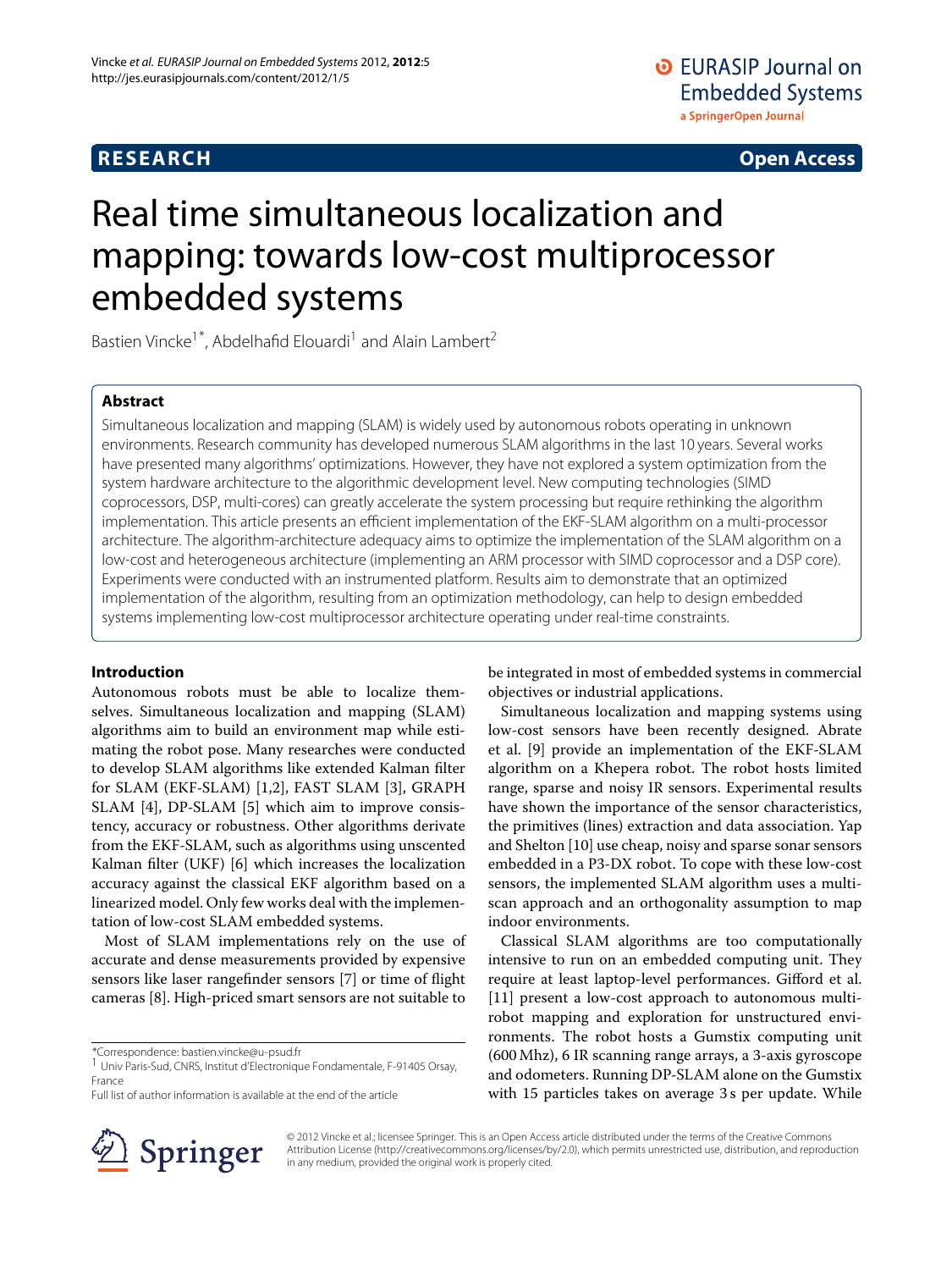**RESEARCH** **Open Access**

# Real time simultaneous localization and mapping: towards low-cost multiprocessor embedded systems

Bastien Vincke[1*], Abdelhafid Elouardi[1] and Alain Lambert[2]

## Abstract

Simultaneous localization and mapping (SLAM) is widely used by autonomous robots operating in unknown environments. Research community has developed numerous SLAM algorithms in the last 10 years. Several works have presented many algorithms' optimizations. However, they have not explored a system optimization from the system hardware architecture to the algorithmic development level. New computing technologies (SIMD coprocessors, DSP, multi-cores) can greatly accelerate the system processing but require rethinking the algorithm implementation. This article presents an efficient implementation of the EKF-SLAM algorithm on a multi-processor architecture. The algorithm-architecture adequacy aims to optimize the implementation of the SLAM algorithm on a low-cost and heterogeneous architecture (implementing an ARM processor with SIMD coprocessor and a DSP core). Experiments were conducted with an instrumented platform. Results aim to demonstrate that an optimized implementation of the algorithm, resulting from an optimization methodology, can help to design embedded systems implementing low-cost multiprocessor architecture operating under real-time constraints.

## Introduction

Autonomous robots must be able to localize themselves. Simultaneous localization and mapping (SLAM) algorithms aim to build an environment map while estimating the robot pose. Many researches were conducted to develop SLAM algorithms like extended Kalman filter for SLAM (EKF-SLAM) [1,2], FAST SLAM [3], GRAPH SLAM [4], DP-SLAM [5] which aim to improve consistency, accuracy or robustness. Other algorithms derivate from the EKF-SLAM, such as algorithms using unscented Kalman filter (UKF) [6] which increases the localization accuracy against the classical EKF algorithm based on a linearized model. Only few works deal with the implementation of low-cost SLAM embedded systems.

Most of SLAM implementations rely on the use of accurate and dense measurements provided by expensive sensors like laser rangefinder sensors [7] or time of flight cameras [8]. High-priced smart sensors are not suitable to be integrated in most of embedded systems in commercial objectives or industrial applications.

Simultaneous localization and mapping systems using low-cost sensors have been recently designed. Abrate et al. [9] provide an implementation of the EKF-SLAM algorithm on a Khepera robot. The robot hosts limited range, sparse and noisy IR sensors. Experimental results have shown the importance of the sensor characteristics, the primitives (lines) extraction and data association. Yap and Shelton [10] use cheap, noisy and sparse sonar sensors embedded in a P3-DX robot. To cope with these low-cost sensors, the implemented SLAM algorithm uses a multi-scan approach and an orthogonality assumption to map indoor environments.

Classical SLAM algorithms are too computationally intensive to run on an embedded computing unit. They require at least laptop-level performances. Gifford et al. [11] present a low-cost approach to autonomous multi-robot mapping and exploration for unstructured environments. The robot hosts a Gumstix computing unit (600 Mhz), 6 IR scanning range arrays, a 3-axis gyroscope and odometers. Running DP-SLAM alone on the Gumstix with 15 particles takes on average 3 s per update. While

*Correspondence: bastien.vincke@u-psud.fr
[1] Univ Paris-Sud, CNRS, Institut d'Electronique Fondamentale, F-91405 Orsay, France
Full list of author information is available at the end of the article

© 2012 Vincke et al.; licensee Springer. This is an Open Access article distributed under the terms of the Creative Commons Attribution License (http://creativecommons.org/licenses/by/2.0), which permits unrestricted use, distribution, and reproduction in any medium, provided the original work is properly cited.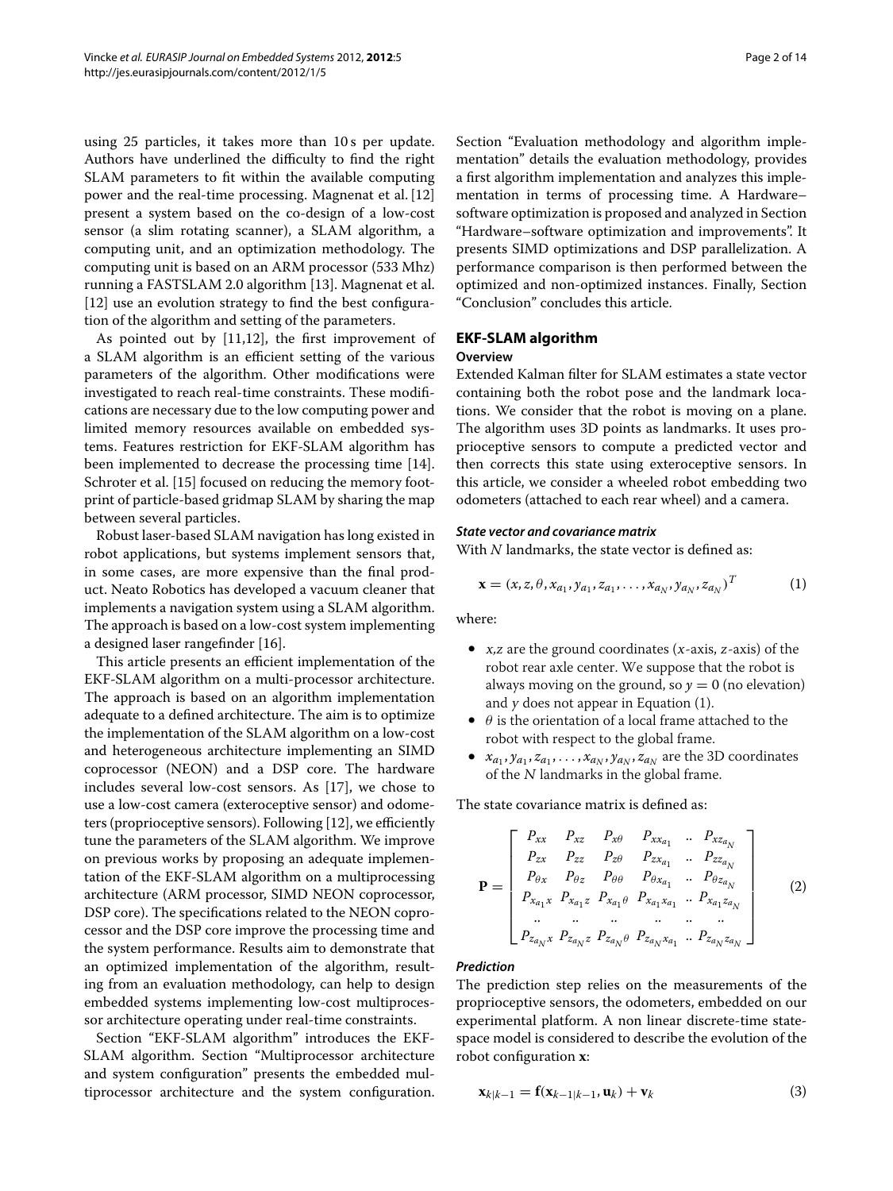using 25 particles, it takes more than 10 s per update. Authors have underlined the difficulty to find the right SLAM parameters to fit within the available computing power and the real-time processing. Magnenat et al. [12] present a system based on the co-design of a low-cost sensor (a slim rotating scanner), a SLAM algorithm, a computing unit, and an optimization methodology. The computing unit is based on an ARM processor (533 Mhz) running a FASTSLAM 2.0 algorithm [13]. Magnenat et al. [12] use an evolution strategy to find the best configuration of the algorithm and setting of the parameters.

As pointed out by [11,12], the first improvement of a SLAM algorithm is an efficient setting of the various parameters of the algorithm. Other modifications were investigated to reach real-time constraints. These modifications are necessary due to the low computing power and limited memory resources available on embedded systems. Features restriction for EKF-SLAM algorithm has been implemented to decrease the processing time [14]. Schroter et al. [15] focused on reducing the memory footprint of particle-based gridmap SLAM by sharing the map between several particles.

Robust laser-based SLAM navigation has long existed in robot applications, but systems implement sensors that, in some cases, are more expensive than the final product. Neato Robotics has developed a vacuum cleaner that implements a navigation system using a SLAM algorithm. The approach is based on a low-cost system implementing a designed laser rangefinder [16].

This article presents an efficient implementation of the EKF-SLAM algorithm on a multi-processor architecture. The approach is based on an algorithm implementation adequate to a defined architecture. The aim is to optimize the implementation of the SLAM algorithm on a low-cost and heterogeneous architecture implementing an SIMD coprocessor (NEON) and a DSP core. The hardware includes several low-cost sensors. As [17], we chose to use a low-cost camera (exteroceptive sensor) and odometers (proprioceptive sensors). Following [12], we efficiently tune the parameters of the SLAM algorithm. We improve on previous works by proposing an adequate implementation of the EKF-SLAM algorithm on a multiprocessing architecture (ARM processor, SIMD NEON coprocessor, DSP core). The specifications related to the NEON coprocessor and the DSP core improve the processing time and the system performance. Results aim to demonstrate that an optimized implementation of the algorithm, resulting from an evaluation methodology, can help to design embedded systems implementing low-cost multiprocessor architecture operating under real-time constraints.

Section "EKF-SLAM algorithm" introduces the EKF-SLAM algorithm. Section "Multiprocessor architecture and system configuration" presents the embedded multiprocessor architecture and the system configuration. Section "Evaluation methodology and algorithm implementation" details the evaluation methodology, provides a first algorithm implementation and analyzes this implementation in terms of processing time. A Hardware–software optimization is proposed and analyzed in Section "Hardware–software optimization and improvements". It presents SIMD optimizations and DSP parallelization. A performance comparison is then performed between the optimized and non-optimized instances. Finally, Section "Conclusion" concludes this article.

## EKF-SLAM algorithm

### Overview

Extended Kalman filter for SLAM estimates a state vector containing both the robot pose and the landmark locations. We consider that the robot is moving on a plane. The algorithm uses 3D points as landmarks. It uses proprioceptive sensors to compute a predicted vector and then corrects this state using exteroceptive sensors. In this article, we consider a wheeled robot embedding two odometers (attached to each rear wheel) and a camera.

#### *State vector and covariance matrix*

With $N$ landmarks, the state vector is defined as:

$$\mathbf{x} = (x, z, \theta, x_{a_1}, y_{a_1}, z_{a_1}, \ldots, x_{a_N}, y_{a_N}, z_{a_N})^T \tag{1}$$

where:

- $x, z$ are the ground coordinates ($x$-axis, $z$-axis) of the robot rear axle center. We suppose that the robot is always moving on the ground, so $y = 0$ (no elevation) and $y$ does not appear in Equation (1).
- $\theta$ is the orientation of a local frame attached to the robot with respect to the global frame.
- $x_{a_1}, y_{a_1}, z_{a_1}, \ldots, x_{a_N}, y_{a_N}, z_{a_N}$ are the 3D coordinates of the $N$ landmarks in the global frame.

The state covariance matrix is defined as:

$$\mathbf{P} = \begin{bmatrix} P_{xx} & P_{xz} & P_{x\theta} & P_{xx_{a_1}} & .. & P_{xz_{a_N}} \\ P_{zx} & P_{zz} & P_{z\theta} & P_{zx_{a_1}} & .. & P_{zz_{a_N}} \\ P_{\theta x} & P_{\theta z} & P_{\theta\theta} & P_{\theta x_{a_1}} & .. & P_{\theta z_{a_N}} \\ P_{x_{a_1}x} & P_{x_{a_1}z} & P_{x_{a_1}\theta} & P_{x_{a_1}x_{a_1}} & .. & P_{x_{a_1}z_{a_N}} \\ .. & .. & .. & .. & .. & .. \\ P_{z_{a_N}x} & P_{z_{a_N}z} & P_{z_{a_N}\theta} & P_{z_{a_N}x_{a_1}} & .. & P_{z_{a_N}z_{a_N}} \end{bmatrix} \tag{2}$$

#### *Prediction*

The prediction step relies on the measurements of the proprioceptive sensors, the odometers, embedded on our experimental platform. A non linear discrete-time state-space model is considered to describe the evolution of the robot configuration $\mathbf{x}$:

$$\mathbf{x}_{k|k-1} = \mathbf{f}(\mathbf{x}_{k-1|k-1}, \mathbf{u}_k) + \mathbf{v}_k \tag{3}$$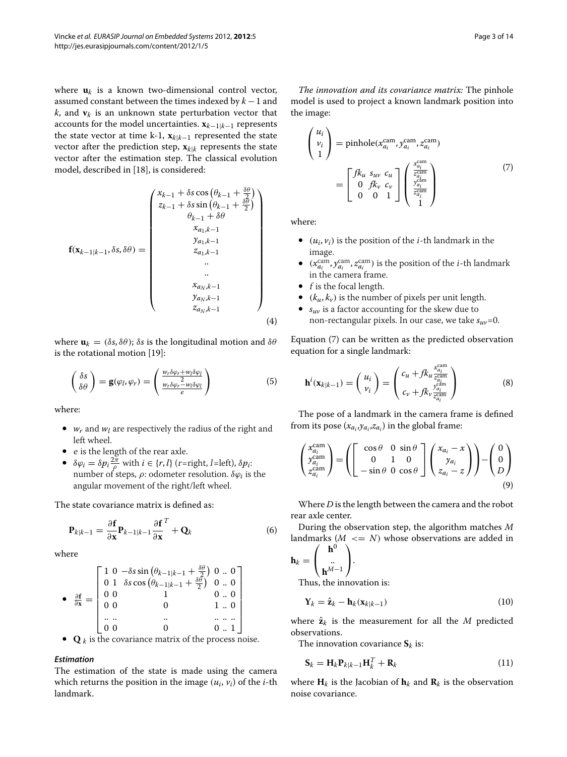where $\mathbf{u}_k$ is a known two-dimensional control vector, assumed constant between the times indexed by $k-1$ and $k$, and $\mathbf{v}_k$ is an unknown state perturbation vector that accounts for the model uncertainties. $\mathbf{x}_{k-1|k-1}$ represents the state vector at time k-1, $\mathbf{x}_{k|k-1}$ represented the state vector after the prediction step, $\mathbf{x}_{k|k}$ represents the state vector after the estimation step. The classical evolution model, described in [18], is considered:

$$\mathbf{f}(\mathbf{x}_{k-1|k-1}, \delta s, \delta\theta) = \begin{pmatrix} x_{k-1} + \delta s \cos\left(\theta_{k-1} + \frac{\delta\theta}{2}\right) \\ z_{k-1} + \delta s \sin\left(\theta_{k-1} + \frac{\delta\theta}{2}\right) \\ \theta_{k-1} + \delta\theta \\ x_{a_1,k-1} \\ y_{a_1,k-1} \\ z_{a_1,k-1} \\ .. \\ .. \\ x_{a_N,k-1} \\ y_{a_N,k-1} \\ z_{a_N,k-1} \end{pmatrix} \tag{4}$$

where $\mathbf{u}_k = (\delta s, \delta\theta)$; $\delta s$ is the longitudinal motion and $\delta\theta$ is the rotational motion [19]:

$$\begin{pmatrix} \delta s \\ \delta\theta \end{pmatrix} = \mathbf{g}(\varphi_l, \varphi_r) = \begin{pmatrix} \frac{w_r\delta\varphi_r + w_l\delta\varphi_l}{2} \\ \frac{w_r\delta\varphi_r - w_l\delta\varphi_l}{e} \end{pmatrix} \tag{5}$$

where:

- $w_r$ and $w_l$ are respectively the radius of the right and left wheel.
- $e$ is the length of the rear axle.
- $\delta\varphi_i = \delta p_i \frac{2\pi}{\rho}$ with $i \in \{r, l\}$ ($r$=right, $l$=left), $\delta p_i$: number of steps, $\rho$: odometer resolution. $\delta\varphi_i$ is the angular movement of the right/left wheel.

The state covariance matrix is defined as:

$$\mathbf{P}_{k|k-1} = \frac{\partial\mathbf{f}}{\partial\mathbf{x}}\mathbf{P}_{k-1|k-1}\frac{\partial\mathbf{f}}{\partial\mathbf{x}}^T + \mathbf{Q}_k \tag{6}$$

where

- $\frac{\partial\mathbf{f}}{\partial\mathbf{x}} = \begin{bmatrix} 1 & 0 & -\delta s \sin\left(\theta_{k-1|k-1} + \frac{\delta\theta}{2}\right) & 0 & .. & 0 \\ 0 & 1 & \delta s \cos\left(\theta_{k-1|k-1} + \frac{\delta\theta}{2}\right) & 0 & .. & 0 \\ 0 & 0 & 1 & 0 & .. & 0 \\ 0 & 0 & 0 & 1 & .. & 0 \\ .. & .. & .. & .. & .. & .. \\ 0 & 0 & 0 & 0 & .. & 1 \end{bmatrix}$
- $\mathbf{Q}_k$ is the covariance matrix of the process noise.

### *Estimation*

The estimation of the state is made using the camera which returns the position in the image $(u_i, v_i)$ of the $i$-th landmark.

*The innovation and its covariance matrix:* The pinhole model is used to project a known landmark position into the image:

$$\begin{pmatrix} u_i \\ v_i \\ 1 \end{pmatrix} = \text{pinhole}(x_{a_i}^{\text{cam}}, y_{a_i}^{\text{cam}}, z_{a_i}^{\text{cam}}) = \begin{bmatrix} fk_u & s_{uv} & c_u \\ 0 & fk_v & c_v \\ 0 & 0 & 1 \end{bmatrix} \begin{pmatrix} \frac{x_{a_i}^{\text{cam}}}{z_{a_i}^{\text{cam}}} \\ \frac{y_{a_i}^{\text{cam}}}{z_{a_i}^{\text{cam}}} \\ 1 \end{pmatrix} \tag{7}$$

where:

- $(u_i, v_i)$ is the position of the $i$-th landmark in the image.
- $(x_{a_i}^{\text{cam}}, y_{a_i}^{\text{cam}}, z_{a_i}^{\text{cam}})$ is the position of the $i$-th landmark in the camera frame.
- $f$ is the focal length.
- $(k_u, k_v)$ is the number of pixels per unit length.
- $s_{uv}$ is a factor accounting for the skew due to non-rectangular pixels. In our case, we take $s_{uv}$=0.

Equation (7) can be written as the predicted observation equation for a single landmark:

$$\mathbf{h}^i(\mathbf{x}_{k|k-1}) = \begin{pmatrix} u_i \\ v_i \end{pmatrix} = \begin{pmatrix} c_u + fk_u \frac{x_{a_i}^{\text{cam}}}{z_{a_i}^{\text{cam}}} \\ c_v + fk_v \frac{y_{a_i}^{\text{cam}}}{z_{a_i}^{\text{cam}}} \end{pmatrix} \tag{8}$$

The pose of a landmark in the camera frame is defined from its pose $(x_{a_i}, y_{a_i}, z_{a_i})$ in the global frame:

$$\begin{pmatrix} x_{a_i}^{\text{cam}} \\ y_{a_i}^{\text{cam}} \\ z_{a_i}^{\text{cam}} \end{pmatrix} = \left( \begin{bmatrix} \cos\theta & 0 & \sin\theta \\ 0 & 1 & 0 \\ -\sin\theta & 0 & \cos\theta \end{bmatrix} \begin{pmatrix} x_{a_i} - x \\ y_{a_i} \\ z_{a_i} - z \end{pmatrix} \right) - \begin{pmatrix} 0 \\ 0 \\ D \end{pmatrix} \tag{9}$$

Where $D$ is the length between the camera and the robot rear axle center.

During the observation step, the algorithm matches $M$ landmarks ($M <= N$) whose observations are added in $\mathbf{h}_k = \begin{pmatrix} \mathbf{h}^0 \\ .. \\ \mathbf{h}^{M-1} \end{pmatrix}$.

Thus, the innovation is:

$$\mathbf{Y}_k = \hat{\mathbf{z}}_k - \mathbf{h}_k(\mathbf{x}_{k|k-1}) \tag{10}$$

where $\hat{\mathbf{z}}_k$ is the measurement for all the $M$ predicted observations.

The innovation covariance $\mathbf{S}_k$ is:

$$\mathbf{S}_k = \mathbf{H}_k\mathbf{P}_{k|k-1}\mathbf{H}_k^T + \mathbf{R}_k \tag{11}$$

where $\mathbf{H}_k$ is the Jacobian of $\mathbf{h}_k$ and $\mathbf{R}_k$ is the observation noise covariance.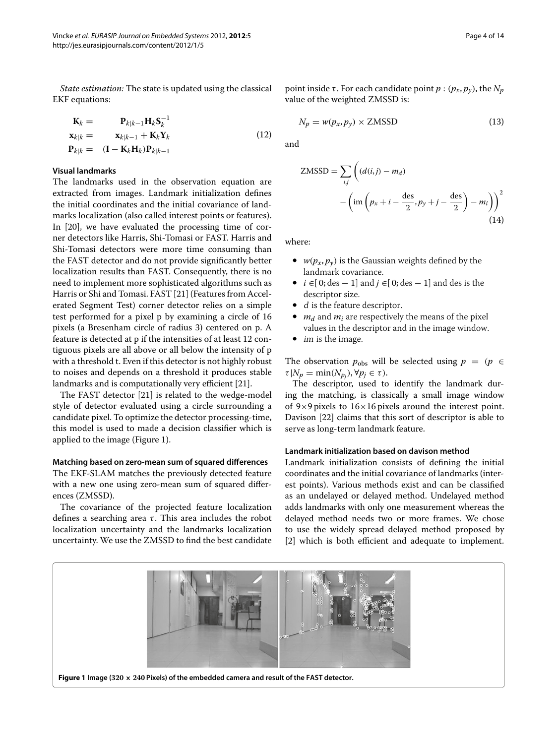*State estimation:* The state is updated using the classical EKF equations:

$$
\begin{aligned}
\mathbf{K}_k &= \mathbf{P}_{k|k-1}\mathbf{H}_k\mathbf{S}_k^{-1} \\
\mathbf{x}_{k|k} &= \mathbf{x}_{k|k-1} + \mathbf{K}_k\mathbf{Y}_k \\
\mathbf{P}_{k|k} &= (\mathbf{I} - \mathbf{K}_k\mathbf{H}_k)\mathbf{P}_{k|k-1}
\end{aligned}
\tag{12}
$$

### Visual landmarks

The landmarks used in the observation equation are extracted from images. Landmark initialization defines the initial coordinates and the initial covariance of landmarks localization (also called interest points or features). In [20], we have evaluated the processing time of corner detectors like Harris, Shi-Tomasi or FAST. Harris and Shi-Tomasi detectors were more time consuming than the FAST detector and do not provide significantly better localization results than FAST. Consequently, there is no need to implement more sophisticated algorithms such as Harris or Shi and Tomasi. FAST [21] (Features from Accelerated Segment Test) corner detector relies on a simple test performed for a pixel p by examining a circle of 16 pixels (a Bresenham circle of radius 3) centered on p. A feature is detected at p if the intensities of at least 12 contiguous pixels are all above or all below the intensity of p with a threshold t. Even if this detector is not highly robust to noises and depends on a threshold it produces stable landmarks and is computationally very efficient [21].

The FAST detector [21] is related to the wedge-model style of detector evaluated using a circle surrounding a candidate pixel. To optimize the detector processing-time, this model is used to made a decision classifier which is applied to the image (Figure 1).

#### Matching based on zero-mean sum of squared differences

The EKF-SLAM matches the previously detected feature with a new one using zero-mean sum of squared differences (ZMSSD).

The covariance of the projected feature localization defines a searching area $\tau$. This area includes the robot localization uncertainty and the landmarks localization uncertainty. We use the ZMSSD to find the best candidate point inside $\tau$. For each candidate point $p : (p_x, p_y)$, the $N_p$ value of the weighted ZMSSD is:

$$
N_p = w(p_x, p_y) \times \text{ZMSSD} \tag{13}
$$

and

$$
\text{ZMSSD} = \sum_{i,j} \left( (d(i,j) - m_d) - \left( \text{im}\left(p_x + i - \frac{\text{des}}{2}, p_y + j - \frac{\text{des}}{2}\right) - m_i \right) \right)^2 \tag{14}
$$

where:

- $w(p_x, p_y)$ is the Gaussian weights defined by the landmark covariance.
- $i \in [0; \text{des} - 1]$ and $j \in [0; \text{des} - 1]$ and des is the descriptor size.
- $d$ is the feature descriptor.
- $m_d$ and $m_i$ are respectively the means of the pixel values in the descriptor and in the image window.
- *im* is the image.

The observation $p_{\text{obs}}$ will be selected using $p = (p \in \tau | N_p = \min(N_{p_j}), \forall p_j \in \tau)$.

The descriptor, used to identify the landmark during the matching, is classically a small image window of 9×9 pixels to 16×16 pixels around the interest point. Davison [22] claims that this sort of descriptor is able to serve as long-term landmark feature.

#### Landmark initialization based on davison method

Landmark initialization consists of defining the initial coordinates and the initial covariance of landmarks (interest points). Various methods exist and can be classified as an undelayed or delayed method. Undelayed method adds landmarks with only one measurement whereas the delayed method needs two or more frames. We chose to use the widely spread delayed method proposed by [2] which is both efficient and adequate to implement.

**Figure 1** Image (320 × 240 Pixels) of the embedded camera and result of the FAST detector.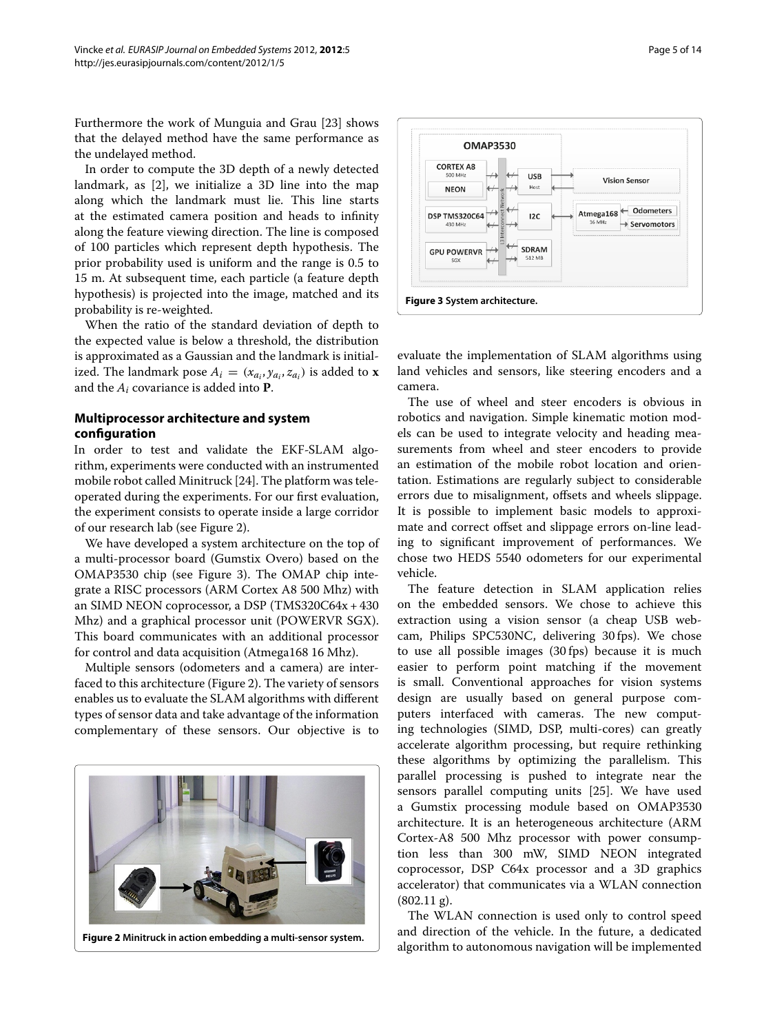Furthermore the work of Munguia and Grau [23] shows that the delayed method have the same performance as the undelayed method.

In order to compute the 3D depth of a newly detected landmark, as [2], we initialize a 3D line into the map along which the landmark must lie. This line starts at the estimated camera position and heads to infinity along the feature viewing direction. The line is composed of 100 particles which represent depth hypothesis. The prior probability used is uniform and the range is 0.5 to 15 m. At subsequent time, each particle (a feature depth hypothesis) is projected into the image, matched and its probability is re-weighted.

When the ratio of the standard deviation of depth to the expected value is below a threshold, the distribution is approximated as a Gaussian and the landmark is initialized. The landmark pose $A_i = (x_{a_i}, y_{a_i}, z_{a_i})$ is added to $\mathbf{x}$ and the $A_i$ covariance is added into $\mathbf{P}$.

## Multiprocessor architecture and system configuration

In order to test and validate the EKF-SLAM algorithm, experiments were conducted with an instrumented mobile robot called Minitruck [24]. The platform was teleoperated during the experiments. For our first evaluation, the experiment consists to operate inside a large corridor of our research lab (see Figure 2).

We have developed a system architecture on the top of a multi-processor board (Gumstix Overo) based on the OMAP3530 chip (see Figure 3). The OMAP chip integrate a RISC processors (ARM Cortex A8 500 Mhz) with an SIMD NEON coprocessor, a DSP (TMS320C64x + 430 Mhz) and a graphical processor unit (POWERVR SGX). This board communicates with an additional processor for control and data acquisition (Atmega168 16 Mhz).

Multiple sensors (odometers and a camera) are interfaced to this architecture (Figure 2). The variety of sensors enables us to evaluate the SLAM algorithms with different types of sensor data and take advantage of the information complementary of these sensors. Our objective is to evaluate the implementation of SLAM algorithms using land vehicles and sensors, like steering encoders and a camera.

**Figure 2 Minitruck in action embedding a multi-sensor system.**

**Figure 3 System architecture.**

The use of wheel and steer encoders is obvious in robotics and navigation. Simple kinematic motion models can be used to integrate velocity and heading measurements from wheel and steer encoders to provide an estimation of the mobile robot location and orientation. Estimations are regularly subject to considerable errors due to misalignment, offsets and wheels slippage. It is possible to implement basic models to approximate and correct offset and slippage errors on-line leading to significant improvement of performances. We chose two HEDS 5540 odometers for our experimental vehicle.

The feature detection in SLAM application relies on the embedded sensors. We chose to achieve this extraction using a vision sensor (a cheap USB webcam, Philips SPC530NC, delivering 30 fps). We chose to use all possible images (30 fps) because it is much easier to perform point matching if the movement is small. Conventional approaches for vision systems design are usually based on general purpose computers interfaced with cameras. The new computing technologies (SIMD, DSP, multi-cores) can greatly accelerate algorithm processing, but require rethinking these algorithms by optimizing the parallelism. This parallel processing is pushed to integrate near the sensors parallel computing units [25]. We have used a Gumstix processing module based on OMAP3530 architecture. It is an heterogeneous architecture (ARM Cortex-A8 500 Mhz processor with power consumption less than 300 mW, SIMD NEON integrated coprocessor, DSP C64x processor and a 3D graphics accelerator) that communicates via a WLAN connection (802.11 g).

The WLAN connection is used only to control speed and direction of the vehicle. In the future, a dedicated algorithm to autonomous navigation will be implemented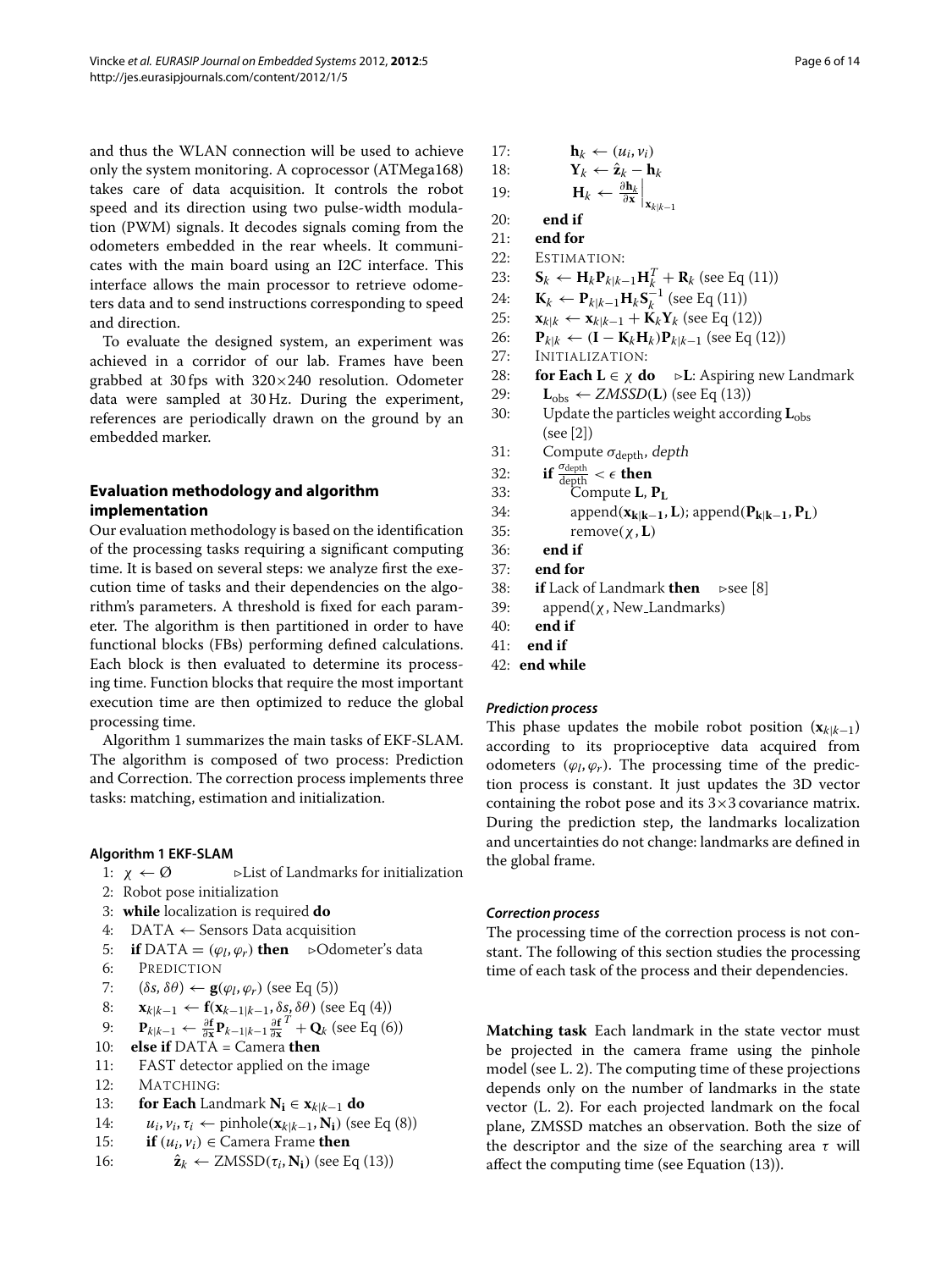and thus the WLAN connection will be used to achieve only the system monitoring. A coprocessor (ATMega168) takes care of data acquisition. It controls the robot speed and its direction using two pulse-width modulation (PWM) signals. It decodes signals coming from the odometers embedded in the rear wheels. It communicates with the main board using an I2C interface. This interface allows the main processor to retrieve odometers data and to send instructions corresponding to speed and direction.

To evaluate the designed system, an experiment was achieved in a corridor of our lab. Frames have been grabbed at 30 fps with 320×240 resolution. Odometer data were sampled at 30 Hz. During the experiment, references are periodically drawn on the ground by an embedded marker.

## Evaluation methodology and algorithm implementation

Our evaluation methodology is based on the identification of the processing tasks requiring a significant computing time. It is based on several steps: we analyze first the execution time of tasks and their dependencies on the algorithm's parameters. A threshold is fixed for each parameter. The algorithm is then partitioned in order to have functional blocks (FBs) performing defined calculations. Each block is then evaluated to determine its processing time. Function blocks that require the most important execution time are then optimized to reduce the global processing time.

Algorithm 1 summarizes the main tasks of EKF-SLAM. The algorithm is composed of two process: Prediction and Correction. The correction process implements three tasks: matching, estimation and initialization.

**Algorithm 1 EKF-SLAM**

1: $\chi \leftarrow \emptyset$ ▷List of Landmarks for initialization
2: Robot pose initialization
3: **while** localization is required **do**
4: DATA ← Sensors Data acquisition
5: **if** DATA = $(\varphi_l, \varphi_r)$ **then** ▷Odometer's data
6: PREDICTION
7: $(\delta s, \delta\theta) \leftarrow \mathbf{g}(\varphi_l, \varphi_r)$ (see Eq (5))
8: $\mathbf{x}_{k|k-1} \leftarrow \mathbf{f}(\mathbf{x}_{k-1|k-1}, \delta s, \delta\theta)$ (see Eq (4))
9: $\mathbf{P}_{k|k-1} \leftarrow \frac{\partial \mathbf{f}}{\partial \mathbf{x}} \mathbf{P}_{k-1|k-1} \frac{\partial \mathbf{f}}{\partial \mathbf{x}}^T + \mathbf{Q}_k$ (see Eq (6))
10: **else if** DATA = Camera Frame **then**
11: FAST detector applied on the image
12: MATCHING:
13: **for Each** Landmark $\mathbf{N_i} \in \mathbf{x}_{k|k-1}$ **do**
14: $u_i, v_i, \tau_i \leftarrow$ pinhole$(\mathbf{x}_{k|k-1}, \mathbf{N_i})$ (see Eq (8))
15: **if** $(u_i, v_i) \in$ Camera Frame **then**
16: $\hat{\mathbf{z}}_k \leftarrow$ ZMSSD$(\tau_i, \mathbf{N_i})$ (see Eq (13))
17: $\mathbf{h}_k \leftarrow (u_i, v_i)$
18: $\mathbf{Y}_k \leftarrow \hat{\mathbf{z}}_k - \mathbf{h}_k$
19: $\mathbf{H}_k \leftarrow \left.\frac{\partial \mathbf{h}_k}{\partial \mathbf{x}}\right|_{\mathbf{x}_{k|k-1}}$
20: **end if**
21: **end for**
22: ESTIMATION:
23: $\mathbf{S}_k \leftarrow \mathbf{H}_k \mathbf{P}_{k|k-1} \mathbf{H}_k^T + \mathbf{R}_k$ (see Eq (11))
24: $\mathbf{K}_k \leftarrow \mathbf{P}_{k|k-1} \mathbf{H}_k \mathbf{S}_k^{-1}$ (see Eq (11))
25: $\mathbf{x}_{k|k} \leftarrow \mathbf{x}_{k|k-1} + \mathbf{K}_k \mathbf{Y}_k$ (see Eq (12))
26: $\mathbf{P}_{k|k} \leftarrow (\mathbf{I} - \mathbf{K}_k \mathbf{H}_k) \mathbf{P}_{k|k-1}$ (see Eq (12))
27: INITIALIZATION:
28: **for Each** $\mathbf{L} \in \chi$ **do** ▷**L**: Aspiring new Landmark
29: $\mathbf{L}_{\text{obs}} \leftarrow$ *ZMSSD*$(\mathbf{L})$ (see Eq (13))
30: Update the particles weight according $\mathbf{L}_{\text{obs}}$ (see [2])
31: Compute $\sigma_{\text{depth}}$, *depth*
32: **if** $\frac{\sigma_{\text{depth}}}{\text{depth}} < \epsilon$ **then**
33: Compute **L**, $\mathbf{P_L}$
34: append$(\mathbf{x_{k|k-1}}, \mathbf{L})$; append$(\mathbf{P_{k|k-1}}, \mathbf{P_L})$
35: remove$(\chi, \mathbf{L})$
36: **end if**
37: **end for**
38: **if** Lack of Landmark **then** ▷see [8]
39: append$(\chi$, New_Landmarks)
40: **end if**
41: **end if**
42: **end while**

#### *Prediction process*

This phase updates the mobile robot position ($\mathbf{x}_{k|k-1}$) according to its proprioceptive data acquired from odometers $(\varphi_l, \varphi_r)$. The processing time of the prediction process is constant. It just updates the 3D vector containing the robot pose and its 3×3 covariance matrix. During the prediction step, the landmarks localization and uncertainties do not change: landmarks are defined in the global frame.

#### *Correction process*

The processing time of the correction process is not constant. The following of this section studies the processing time of each task of the process and their dependencies.

**Matching task** Each landmark in the state vector must be projected in the camera frame using the pinhole model (see L. 2). The computing time of these projections depends only on the number of landmarks in the state vector (L. 2). For each projected landmark on the focal plane, ZMSSD matches an observation. Both the size of the descriptor and the size of the searching area $\tau$ will affect the computing time (see Equation (13)).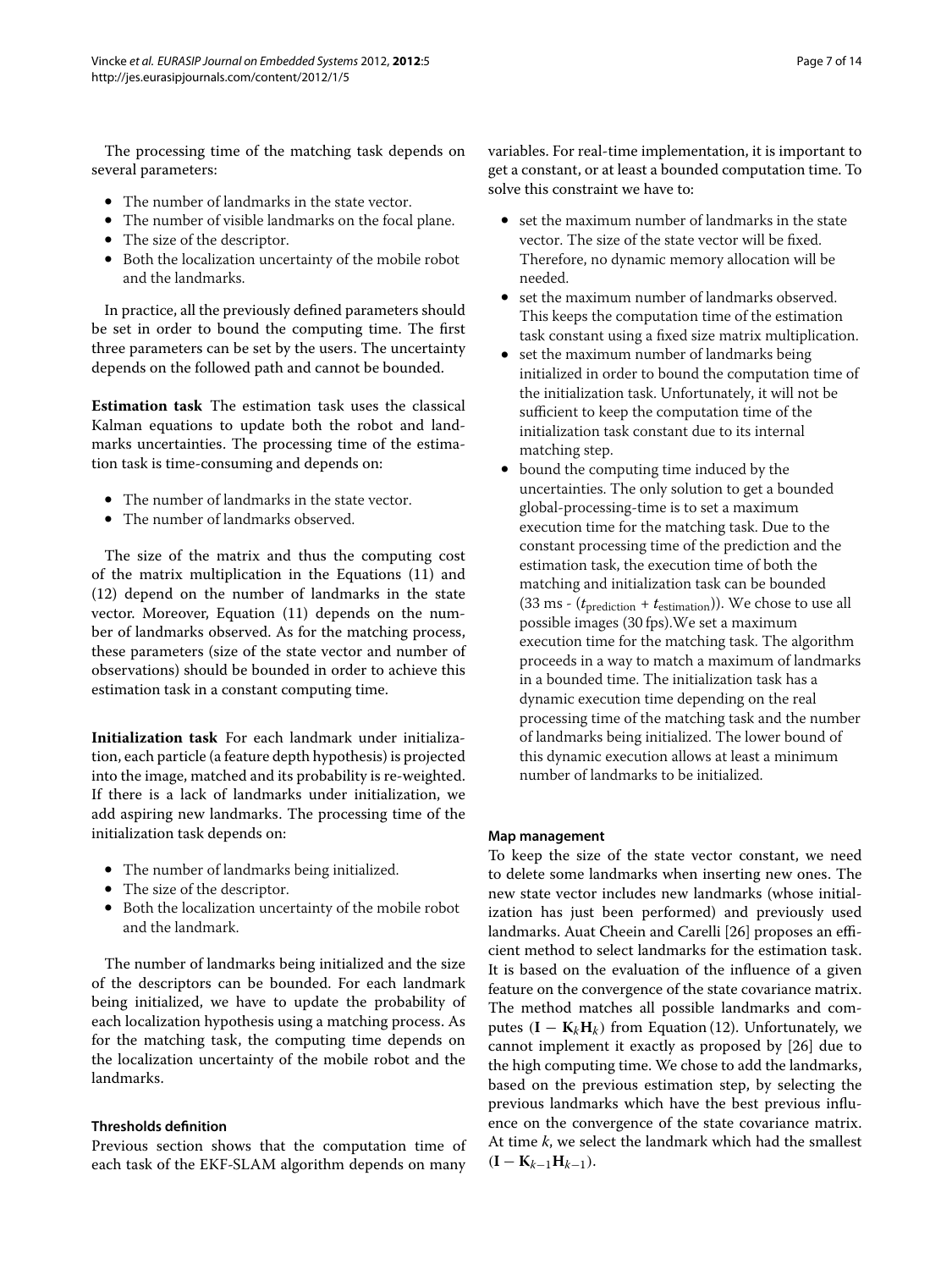The processing time of the matching task depends on several parameters:

- The number of landmarks in the state vector.
- The number of visible landmarks on the focal plane.
- The size of the descriptor.
- Both the localization uncertainty of the mobile robot and the landmarks.

In practice, all the previously defined parameters should be set in order to bound the computing time. The first three parameters can be set by the users. The uncertainty depends on the followed path and cannot be bounded.

**Estimation task** The estimation task uses the classical Kalman equations to update both the robot and landmarks uncertainties. The processing time of the estimation task is time-consuming and depends on:

- The number of landmarks in the state vector.
- The number of landmarks observed.

The size of the matrix and thus the computing cost of the matrix multiplication in the Equations (11) and (12) depend on the number of landmarks in the state vector. Moreover, Equation (11) depends on the number of landmarks observed. As for the matching process, these parameters (size of the state vector and number of observations) should be bounded in order to achieve this estimation task in a constant computing time.

**Initialization task** For each landmark under initialization, each particle (a feature depth hypothesis) is projected into the image, matched and its probability is re-weighted. If there is a lack of landmarks under initialization, we add aspiring new landmarks. The processing time of the initialization task depends on:

- The number of landmarks being initialized.
- The size of the descriptor.
- Both the localization uncertainty of the mobile robot and the landmark.

The number of landmarks being initialized and the size of the descriptors can be bounded. For each landmark being initialized, we have to update the probability of each localization hypothesis using a matching process. As for the matching task, the computing time depends on the localization uncertainty of the mobile robot and the landmarks.

### Thresholds definition

Previous section shows that the computation time of each task of the EKF-SLAM algorithm depends on many variables. For real-time implementation, it is important to get a constant, or at least a bounded computation time. To solve this constraint we have to:

- set the maximum number of landmarks in the state vector. The size of the state vector will be fixed. Therefore, no dynamic memory allocation will be needed.
- set the maximum number of landmarks observed. This keeps the computation time of the estimation task constant using a fixed size matrix multiplication.
- set the maximum number of landmarks being initialized in order to bound the computation time of the initialization task. Unfortunately, it will not be sufficient to keep the computation time of the initialization task constant due to its internal matching step.
- bound the computing time induced by the uncertainties. The only solution to get a bounded global-processing-time is to set a maximum execution time for the matching task. Due to the constant processing time of the prediction and the estimation task, the execution time of both the matching and initialization task can be bounded (33 ms - ($t_{\text{prediction}}$ + $t_{\text{estimation}}$)). We chose to use all possible images (30 fps).We set a maximum execution time for the matching task. The algorithm proceeds in a way to match a maximum of landmarks in a bounded time. The initialization task has a dynamic execution time depending on the real processing time of the matching task and the number of landmarks being initialized. The lower bound of this dynamic execution allows at least a minimum number of landmarks to be initialized.

### Map management

To keep the size of the state vector constant, we need to delete some landmarks when inserting new ones. The new state vector includes new landmarks (whose initialization has just been performed) and previously used landmarks. Auat Cheein and Carelli [26] proposes an efficient method to select landmarks for the estimation task. It is based on the evaluation of the influence of a given feature on the convergence of the state covariance matrix. The method matches all possible landmarks and computes $(\mathbf{I} - \mathbf{K}_k\mathbf{H}_k)$ from Equation (12). Unfortunately, we cannot implement it exactly as proposed by [26] due to the high computing time. We chose to add the landmarks, based on the previous estimation step, by selecting the previous landmarks which have the best previous influence on the convergence of the state covariance matrix. At time $k$, we select the landmark which had the smallest $(\mathbf{I} - \mathbf{K}_{k-1}\mathbf{H}_{k-1})$.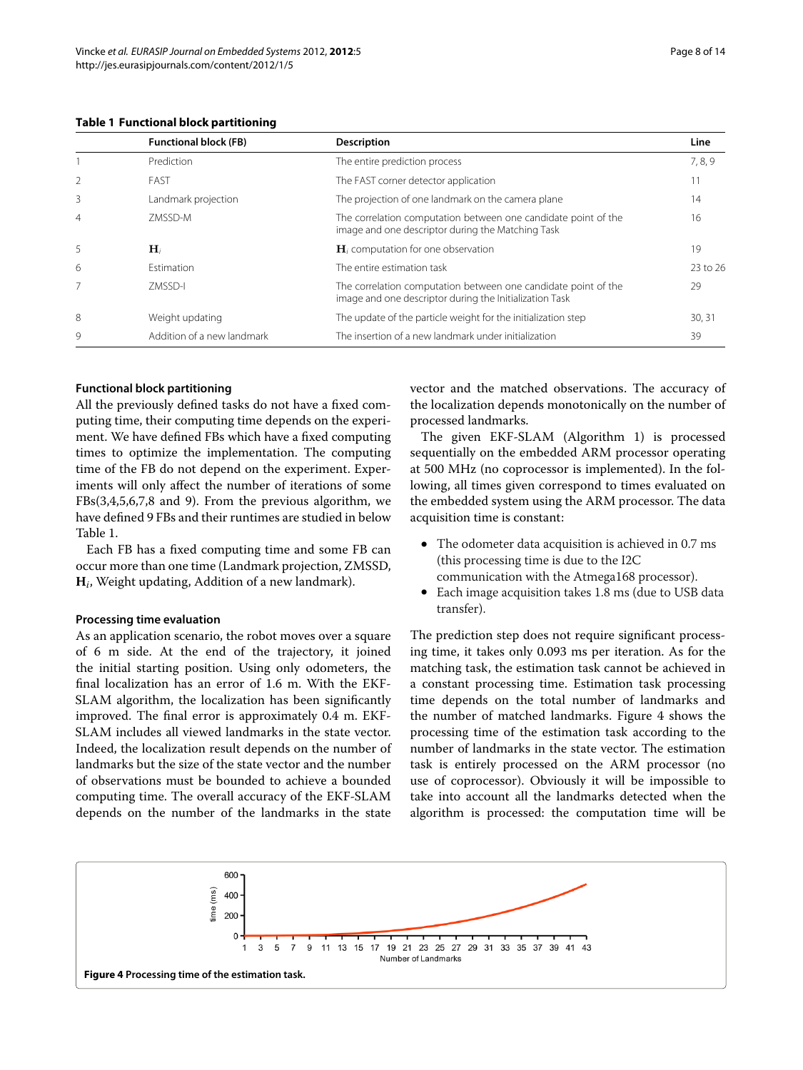**Table 1 Functional block partitioning**

| | Functional block (FB) | Description | Line |
|---|---|---|---|
| 1 | Prediction | The entire prediction process | 7, 8, 9 |
| 2 | FAST | The FAST corner detector application | 11 |
| 3 | Landmark projection | The projection of one landmark on the camera plane | 14 |
| 4 | ZMSSD-M | The correlation computation between one candidate point of the image and one descriptor during the Matching Task | 16 |
| 5 | $\mathbf{H}_i$ | $\mathbf{H}_i$ computation for one observation | 19 |
| 6 | Estimation | The entire estimation task | 23 to 26 |
| 7 | ZMSSD-I | The correlation computation between one candidate point of the image and one descriptor during the Initialization Task | 29 |
| 8 | Weight updating | The update of the particle weight for the initialization step | 30, 31 |
| 9 | Addition of a new landmark | The insertion of a new landmark under initialization | 39 |

### Functional block partitioning

All the previously defined tasks do not have a fixed computing time, their computing time depends on the experiment. We have defined FBs which have a fixed computing times to optimize the implementation. The computing time of the FB do not depend on the experiment. Experiments will only affect the number of iterations of some FBs(3,4,5,6,7,8 and 9). From the previous algorithm, we have defined 9 FBs and their runtimes are studied in below Table 1.

Each FB has a fixed computing time and some FB can occur more than one time (Landmark projection, ZMSSD, $\mathbf{H}_i$, Weight updating, Addition of a new landmark).

### Processing time evaluation

As an application scenario, the robot moves over a square of 6 m side. At the end of the trajectory, it joined the initial starting position. Using only odometers, the final localization has an error of 1.6 m. With the EKF-SLAM algorithm, the localization has been significantly improved. The final error is approximately 0.4 m. EKF-SLAM includes all viewed landmarks in the state vector. Indeed, the localization result depends on the number of landmarks but the size of the state vector and the number of observations must be bounded to achieve a bounded computing time. The overall accuracy of the EKF-SLAM depends on the number of the landmarks in the state vector and the matched observations. The accuracy of the localization depends monotonically on the number of processed landmarks.

The given EKF-SLAM (Algorithm 1) is processed sequentially on the embedded ARM processor operating at 500 MHz (no coprocessor is implemented). In the following, all times given correspond to times evaluated on the embedded system using the ARM processor. The data acquisition time is constant:

- The odometer data acquisition is achieved in 0.7 ms (this processing time is due to the I2C communication with the Atmega168 processor).
- Each image acquisition takes 1.8 ms (due to USB data transfer).

The prediction step does not require significant processing time, it takes only 0.093 ms per iteration. As for the matching task, the estimation task cannot be achieved in a constant processing time. Estimation task processing time depends on the total number of landmarks and the number of matched landmarks. Figure 4 shows the processing time of the estimation task according to the number of landmarks in the state vector. The estimation task is entirely processed on the ARM processor (no use of coprocessor). Obviously it will be impossible to take into account all the landmarks detected when the algorithm is processed: the computation time will be

**Figure 4** Processing time of the estimation task.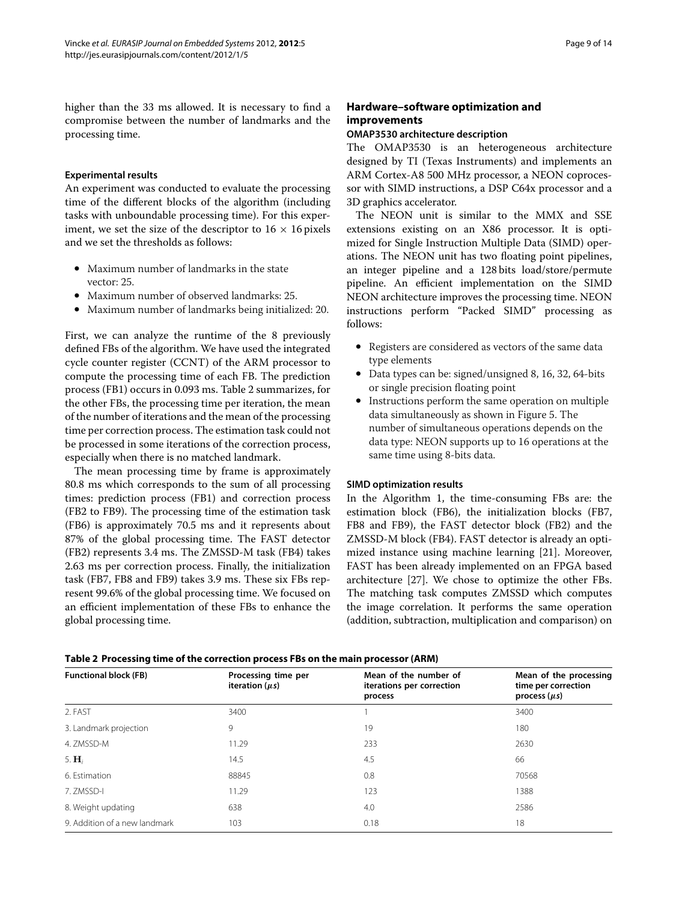higher than the 33 ms allowed. It is necessary to find a compromise between the number of landmarks and the processing time.

#### Experimental results

An experiment was conducted to evaluate the processing time of the different blocks of the algorithm (including tasks with unboundable processing time). For this experiment, we set the size of the descriptor to $16 \times 16$ pixels and we set the thresholds as follows:

- Maximum number of landmarks in the state vector: 25.
- Maximum number of observed landmarks: 25.
- Maximum number of landmarks being initialized: 20.

First, we can analyze the runtime of the 8 previously defined FBs of the algorithm. We have used the integrated cycle counter register (CCNT) of the ARM processor to compute the processing time of each FB. The prediction process (FB1) occurs in 0.093 ms. Table 2 summarizes, for the other FBs, the processing time per iteration, the mean of the number of iterations and the mean of the processing time per correction process. The estimation task could not be processed in some iterations of the correction process, especially when there is no matched landmark.

The mean processing time by frame is approximately 80.8 ms which corresponds to the sum of all processing times: prediction process (FB1) and correction process (FB2 to FB9). The processing time of the estimation task (FB6) is approximately 70.5 ms and it represents about 87% of the global processing time. The FAST detector (FB2) represents 3.4 ms. The ZMSSD-M task (FB4) takes 2.63 ms per correction process. Finally, the initialization task (FB7, FB8 and FB9) takes 3.9 ms. These six FBs represent 99.6% of the global processing time. We focused on an efficient implementation of these FBs to enhance the global processing time.

## Hardware–software optimization and improvements

### OMAP3530 architecture description

The OMAP3530 is an heterogeneous architecture designed by TI (Texas Instruments) and implements an ARM Cortex-A8 500 MHz processor, a NEON coprocessor with SIMD instructions, a DSP C64x processor and a 3D graphics accelerator.

The NEON unit is similar to the MMX and SSE extensions existing on an X86 processor. It is optimized for Single Instruction Multiple Data (SIMD) operations. The NEON unit has two floating point pipelines, an integer pipeline and a 128 bits load/store/permute pipeline. An efficient implementation on the SIMD NEON architecture improves the processing time. NEON instructions perform "Packed SIMD" processing as follows:

- Registers are considered as vectors of the same data type elements
- Data types can be: signed/unsigned 8, 16, 32, 64-bits or single precision floating point
- Instructions perform the same operation on multiple data simultaneously as shown in Figure 5. The number of simultaneous operations depends on the data type: NEON supports up to 16 operations at the same time using 8-bits data.

#### SIMD optimization results

In the Algorithm 1, the time-consuming FBs are: the estimation block (FB6), the initialization blocks (FB7, FB8 and FB9), the FAST detector block (FB2) and the ZMSSD-M block (FB4). FAST detector is already an optimized instance using machine learning [21]. Moreover, FAST has been already implemented on an FPGA based architecture [27]. We chose to optimize the other FBs. The matching task computes ZMSSD which computes the image correlation. It performs the same operation (addition, subtraction, multiplication and comparison) on

**Table 2 Processing time of the correction process FBs on the main processor (ARM)**

| Functional block (FB) | Processing time per iteration ($\mu s$) | Mean of the number of iterations per correction process | Mean of the processing time per correction process ($\mu s$) |
|---|---|---|---|
| 2. FAST | 3400 | 1 | 3400 |
| 3. Landmark projection | 9 | 19 | 180 |
| 4. ZMSSD-M | 11.29 | 233 | 2630 |
| 5. $\mathbf{H}_i$ | 14.5 | 4.5 | 66 |
| 6. Estimation | 88845 | 0.8 | 70568 |
| 7. ZMSSD-I | 11.29 | 123 | 1388 |
| 8. Weight updating | 638 | 4.0 | 2586 |
| 9. Addition of a new landmark | 103 | 0.18 | 18 |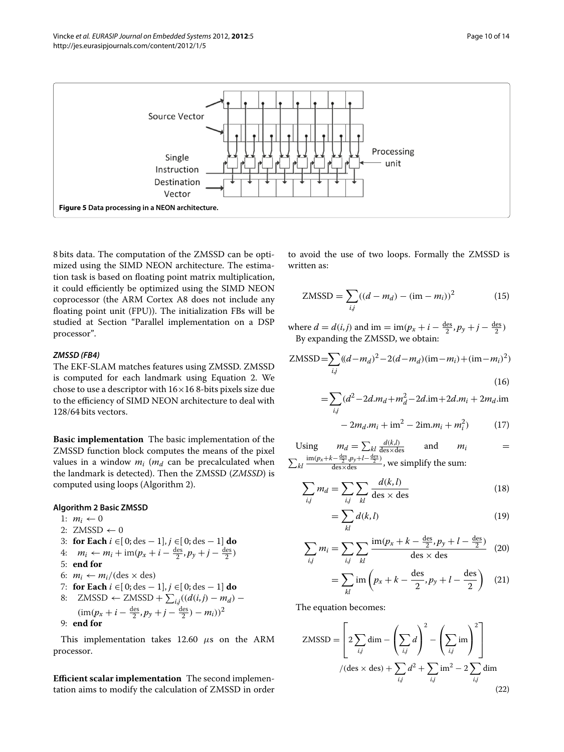Figure 5 Data processing in a NEON architecture.

8 bits data. The computation of the ZMSSD can be optimized using the SIMD NEON architecture. The estimation task is based on floating point matrix multiplication, it could efficiently be optimized using the SIMD NEON coprocessor (the ARM Cortex A8 does not include any floating point unit (FPU)). The initialization FBs will be studied at Section "Parallel implementation on a DSP processor".

#### *ZMSSD (FB4)*

The EKF-SLAM matches features using ZMSSD. ZMSSD is computed for each landmark using Equation 2. We chose to use a descriptor with 16×16 8-bits pixels size due to the efficiency of SIMD NEON architecture to deal with 128/64 bits vectors.

**Basic implementation** The basic implementation of the ZMSSD function block computes the means of the pixel values in a window $m_i$ ($m_d$ can be precalculated when the landmark is detected). Then the ZMSSD (*ZMSSD*) is computed using loops (Algorithm 2).

**Algorithm 2 Basic ZMSSD**

1: $m_i \leftarrow 0$
2: $\text{ZMSSD} \leftarrow 0$
3: **for Each** $i \in [0; \text{des}-1], j \in [0; \text{des}-1]$ **do**
4: $\quad m_i \leftarrow m_i + \text{im}(p_x + i - \frac{\text{des}}{2}, p_y + j - \frac{\text{des}}{2})$
5: **end for**
6: $m_i \leftarrow m_i / (\text{des} \times \text{des})$
7: **for Each** $i \in [0; \text{des}-1], j \in [0; \text{des}-1]$ **do**
8: $\quad \text{ZMSSD} \leftarrow \text{ZMSSD} + \sum_{i,j}((d(i,j) - m_d) - (\text{im}(p_x + i - \frac{\text{des}}{2}, p_y + j - \frac{\text{des}}{2}) - m_i))^2$
9: **end for**

This implementation takes 12.60 $\mu$s on the ARM processor.

**Efficient scalar implementation** The second implementation aims to modify the calculation of ZMSSD in order to avoid the use of two loops. Formally the ZMSSD is written as:

$$\text{ZMSSD} = \sum_{i,j} ((d - m_d) - (\text{im} - m_i))^2 \tag{15}$$

where $d = d(i,j)$ and $\text{im} = \text{im}(p_x + i - \frac{\text{des}}{2}, p_y + j - \frac{\text{des}}{2})$

By expanding the ZMSSD, we obtain:

$$\text{ZMSSD} = \sum_{i,j} ((d - m_d)^2 - 2(d - m_d)(\text{im} - m_i) + (\text{im} - m_i)^2) \tag{16}$$

$$= \sum_{i,j} (d^2 - 2d.m_d + m_d^2 - 2d.\text{im} + 2d.m_i + 2m_d.\text{im} - 2m_d.m_i + \text{im}^2 - 2\text{im}.m_i + m_i^2) \tag{17}$$

Using $m_d = \sum_{kl} \frac{d(k,l)}{\text{des} \times \text{des}}$ and $m_i = \sum_{kl} \frac{\text{im}(p_x + k - \frac{\text{des}}{2}, p_y + l - \frac{\text{des}}{2})}{\text{des} \times \text{des}}$, we simplify the sum:

$$\sum_{i,j} m_d = \sum_{i,j} \sum_{kl} \frac{d(k,l)}{\text{des} \times \text{des}} \tag{18}$$

$$= \sum_{kl} d(k,l) \tag{19}$$

$$\sum_{i,j} m_i = \sum_{i,j} \sum_{kl} \frac{\text{im}(p_x + k - \frac{\text{des}}{2}, p_y + l - \frac{\text{des}}{2})}{\text{des} \times \text{des}} \tag{20}$$

$$= \sum_{kl} \text{im}\left(p_x + k - \frac{\text{des}}{2}, p_y + l - \frac{\text{des}}{2}\right) \tag{21}$$

The equation becomes:

$$\text{ZMSSD} = \left[ 2 \sum_{i,j} \text{dim} - \left( \sum_{i,j} d \right)^2 - \left( \sum_{i,j} \text{im} \right)^2 \right] / (\text{des} \times \text{des}) + \sum_{i,j} d^2 + \sum_{i,j} \text{im}^2 - 2 \sum_{i,j} \text{dim} \tag{22}$$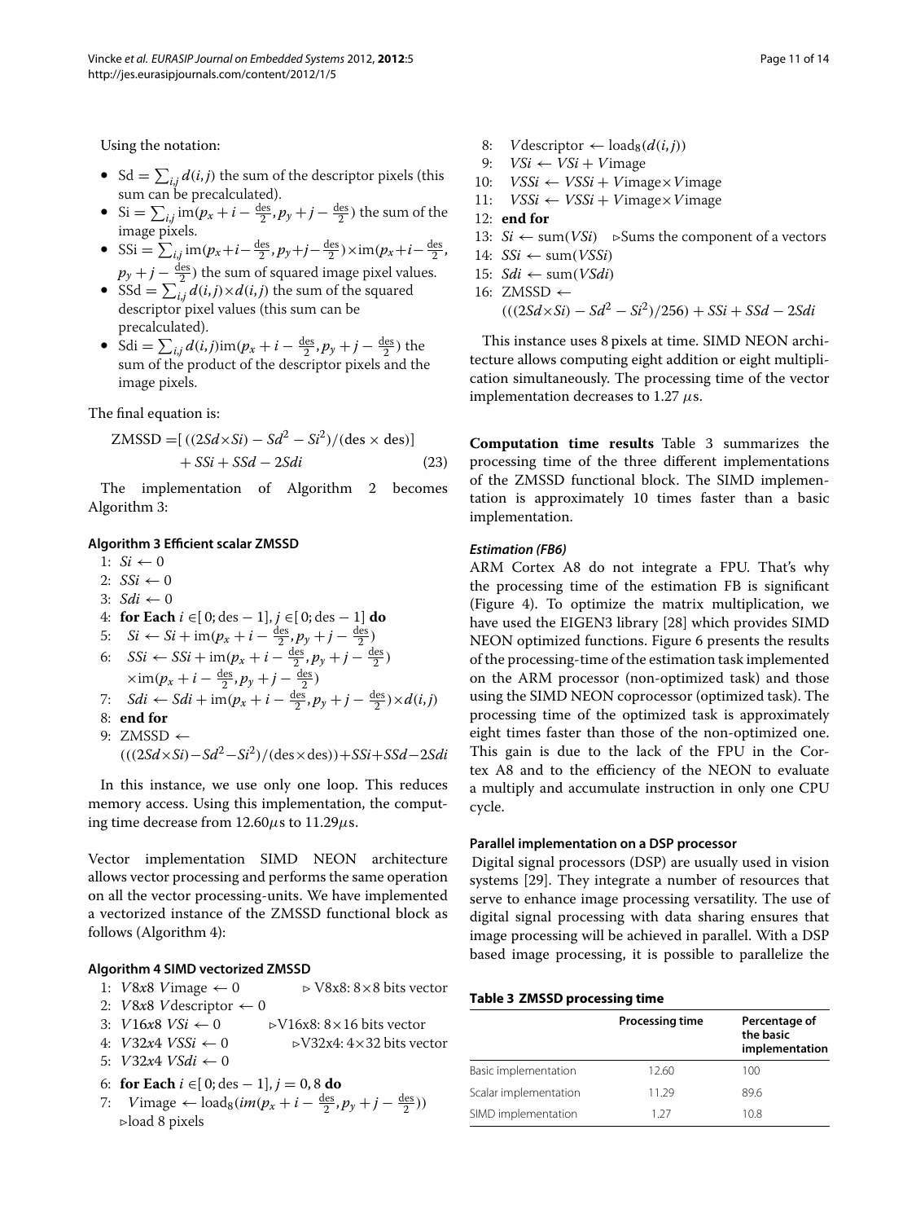Using the notation:

- $\text{Sd} = \sum_{i,j} d(i,j)$ the sum of the descriptor pixels (this sum can be precalculated).
- $\text{Si} = \sum_{i,j} \text{im}(p_x + i - \frac{\text{des}}{2}, p_y + j - \frac{\text{des}}{2})$ the sum of the image pixels.
- $\text{SSi} = \sum_{i,j} \text{im}(p_x+i-\frac{\text{des}}{2}, p_y+j-\frac{\text{des}}{2})\times\text{im}(p_x+i-\frac{\text{des}}{2}, p_y + j - \frac{\text{des}}{2})$ the sum of squared image pixel values.
- $\text{SSd} = \sum_{i,j} d(i,j)\times d(i,j)$ the sum of the squared descriptor pixel values (this sum can be precalculated).
- $\text{Sdi} = \sum_{i,j} d(i,j)\text{im}(p_x + i - \frac{\text{des}}{2}, p_y + j - \frac{\text{des}}{2})$ the sum of the product of the descriptor pixels and the image pixels.

The final equation is:

$$\text{ZMSSD} = [((2Sd \times Si) - Sd^2 - Si^2)/(\text{des} \times \text{des})] + SSi + SSd - 2Sdi \tag{23}$$

The implementation of Algorithm 2 becomes Algorithm 3:

**Algorithm 3 Efficient scalar ZMSSD**

1: $Si \leftarrow 0$
2: $SSi \leftarrow 0$
3: $Sdi \leftarrow 0$
4: **for Each** $i \in [0; \text{des}-1], j \in [0; \text{des}-1]$ **do**
5: $Si \leftarrow Si + \text{im}(p_x + i - \frac{\text{des}}{2}, p_y + j - \frac{\text{des}}{2})$
6: $SSi \leftarrow SSi + \text{im}(p_x + i - \frac{\text{des}}{2}, p_y + j - \frac{\text{des}}{2}) \times\text{im}(p_x + i - \frac{\text{des}}{2}, p_y + j - \frac{\text{des}}{2})$
7: $Sdi \leftarrow Sdi + \text{im}(p_x + i - \frac{\text{des}}{2}, p_y + j - \frac{\text{des}}{2})\times d(i,j)$
8: **end for**
9: ZMSSD $\leftarrow (((2Sd\times Si)-Sd^2-Si^2)/(\text{des}\times\text{des}))+SSi+SSd-2Sdi$

In this instance, we use only one loop. This reduces memory access. Using this implementation, the computing time decrease from 12.60$\mu$s to 11.29$\mu$s.

Vector implementation SIMD NEON architecture allows vector processing and performs the same operation on all the vector processing-units. We have implemented a vectorized instance of the ZMSSD functional block as follows (Algorithm 4):

**Algorithm 4 SIMD vectorized ZMSSD**

1: $V8x8$ $V\text{image} \leftarrow 0$ ⊳ V8x8: 8×8 bits vector
2: $V8x8$ $V\text{descriptor} \leftarrow 0$
3: $V16x8$ $VSi \leftarrow 0$ ⊳V16x8: 8×16 bits vector
4: $V32x4$ $VSSi \leftarrow 0$ ⊳V32x4: 4×32 bits vector
5: $V32x4$ $VSdi \leftarrow 0$
6: **for Each** $i \in [0; \text{des}-1], j = 0, 8$ **do**
7: $V\text{image} \leftarrow \text{load}_8(im(p_x + i - \frac{\text{des}}{2}, p_y + j - \frac{\text{des}}{2}))$ ⊳load 8 pixels
8: $V\text{descriptor} \leftarrow \text{load}_8(d(i,j))$
9: $VSi \leftarrow VSi + V\text{image}$
10: $VSSi \leftarrow VSSi + V\text{image}\times V\text{image}$
11: $VSSi \leftarrow VSSi + V\text{image}\times V\text{image}$
12: **end for**
13: $Si \leftarrow \text{sum}(VSi)$ ⊳Sums the component of a vectors
14: $SSi \leftarrow \text{sum}(VSSi)$
15: $Sdi \leftarrow \text{sum}(VSdi)$
16: ZMSSD $\leftarrow (((2Sd\times Si) - Sd^2 - Si^2)/256) + SSi + SSd - 2Sdi$

This instance uses 8 pixels at time. SIMD NEON architecture allows computing eight addition or eight multiplication simultaneously. The processing time of the vector implementation decreases to 1.27 $\mu$s.

**Computation time results** Table 3 summarizes the processing time of the three different implementations of the ZMSSD functional block. The SIMD implementation is approximately 10 times faster than a basic implementation.

***Estimation (FB6)***

ARM Cortex A8 do not integrate a FPU. That's why the processing time of the estimation FB is significant (Figure 4). To optimize the matrix multiplication, we have used the EIGEN3 library [28] which provides SIMD NEON optimized functions. Figure 6 presents the results of the processing-time of the estimation task implemented on the ARM processor (non-optimized task) and those using the SIMD NEON coprocessor (optimized task). The processing time of the optimized task is approximately eight times faster than those of the non-optimized one. This gain is due to the lack of the FPU in the Cortex A8 and to the efficiency of the NEON to evaluate a multiply and accumulate instruction in only one CPU cycle.

**Table 3 ZMSSD processing time**

| | Processing time | Percentage of the basic implementation |
|---|---|---|
| Basic implementation | 12.60 | 100 |
| Scalar implementation | 11.29 | 89.6 |
| SIMD implementation | 1.27 | 10.8 |

#### Parallel implementation on a DSP processor

Digital signal processors (DSP) are usually used in vision systems [29]. They integrate a number of resources that serve to enhance image processing versatility. The use of digital signal processing with data sharing ensures that image processing will be achieved in parallel. With a DSP based image processing, it is possible to parallelize the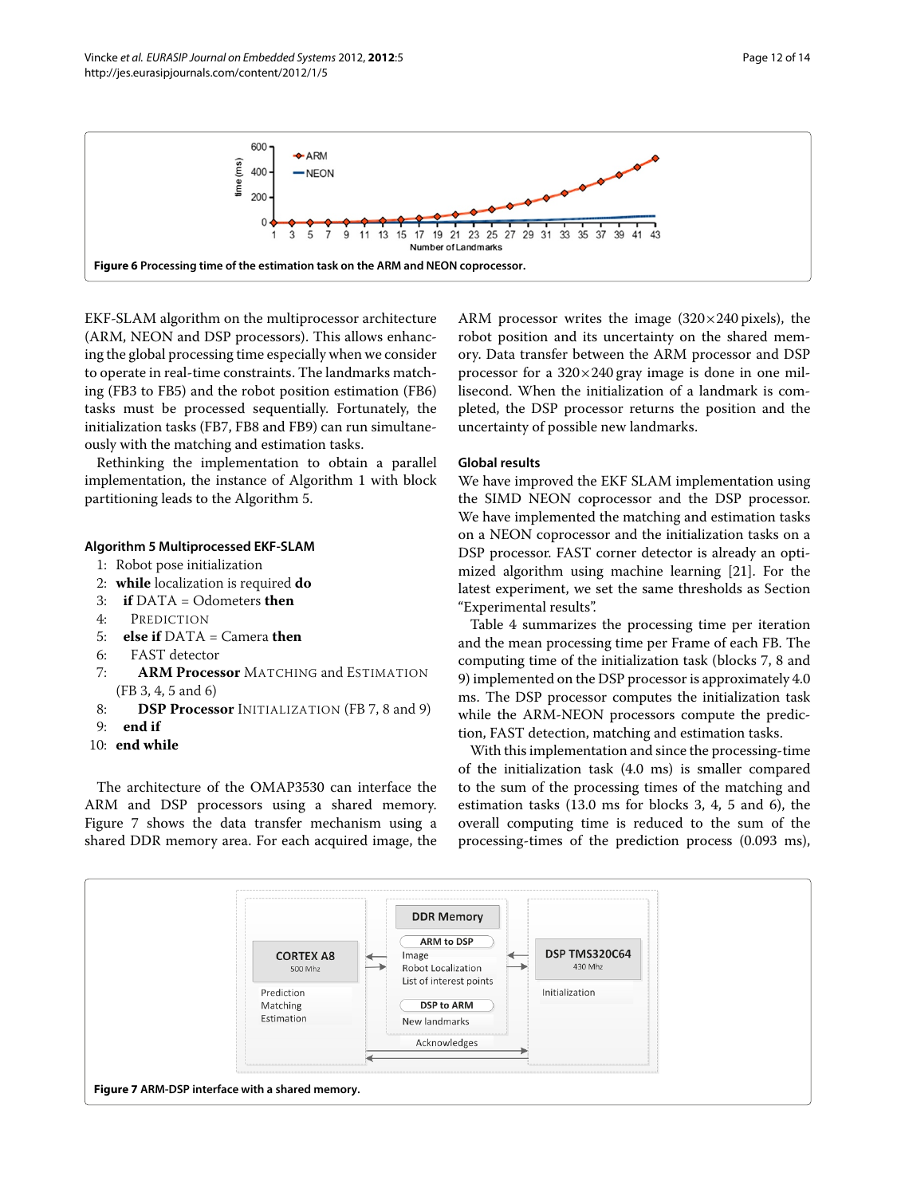Figure 6 Processing time of the estimation task on the ARM and NEON coprocessor.

EKF-SLAM algorithm on the multiprocessor architecture (ARM, NEON and DSP processors). This allows enhancing the global processing time especially when we consider to operate in real-time constraints. The landmarks matching (FB3 to FB5) and the robot position estimation (FB6) tasks must be processed sequentially. Fortunately, the initialization tasks (FB7, FB8 and FB9) can run simultaneously with the matching and estimation tasks.

Rethinking the implementation to obtain a parallel implementation, the instance of Algorithm 1 with block partitioning leads to the Algorithm 5.

**Algorithm 5 Multiprocessed EKF-SLAM**

1: Robot pose initialization
2: **while** localization is required **do**
3: &nbsp;&nbsp;**if** DATA = Odometers **then**
4: &nbsp;&nbsp;&nbsp;&nbsp;PREDICTION
5: &nbsp;&nbsp;**else if** DATA = Camera **then**
6: &nbsp;&nbsp;&nbsp;&nbsp;FAST detector
7: &nbsp;&nbsp;&nbsp;&nbsp;**ARM Processor** MATCHING and ESTIMATION (FB 3, 4, 5 and 6)
8: &nbsp;&nbsp;&nbsp;&nbsp;**DSP Processor** INITIALIZATION (FB 7, 8 and 9)
9: &nbsp;&nbsp;**end if**
10: **end while**

The architecture of the OMAP3530 can interface the ARM and DSP processors using a shared memory. Figure 7 shows the data transfer mechanism using a shared DDR memory area. For each acquired image, the ARM processor writes the image (320×240 pixels), the robot position and its uncertainty on the shared memory. Data transfer between the ARM processor and DSP processor for a 320×240 gray image is done in one millisecond. When the initialization of a landmark is completed, the DSP processor returns the position and the uncertainty of possible new landmarks.

### Global results

We have improved the EKF SLAM implementation using the SIMD NEON coprocessor and the DSP processor. We have implemented the matching and estimation tasks on a NEON coprocessor and the initialization tasks on a DSP processor. FAST corner detector is already an optimized algorithm using machine learning [21]. For the latest experiment, we set the same thresholds as Section "Experimental results".

Table 4 summarizes the processing time per iteration and the mean processing time per Frame of each FB. The computing time of the initialization task (blocks 7, 8 and 9) implemented on the DSP processor is approximately 4.0 ms. The DSP processor computes the initialization task while the ARM-NEON processors compute the prediction, FAST detection, matching and estimation tasks.

With this implementation and since the processing-time of the initialization task (4.0 ms) is smaller compared to the sum of the processing times of the matching and estimation tasks (13.0 ms for blocks 3, 4, 5 and 6), the overall computing time is reduced to the sum of the processing-times of the prediction process (0.093 ms),

Figure 7 ARM-DSP interface with a shared memory.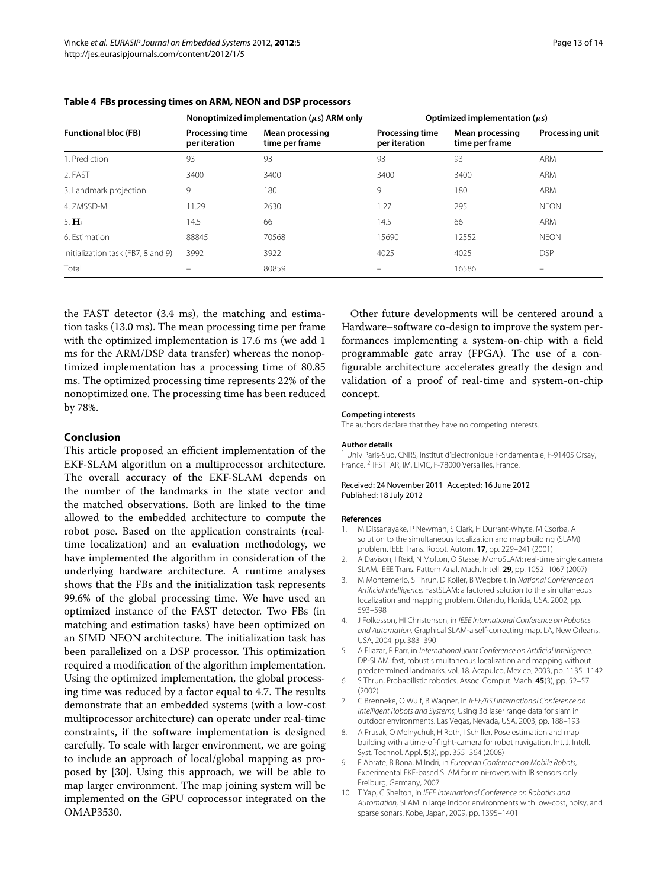**Table 4 FBs processing times on ARM, NEON and DSP processors**

| Functional bloc (FB) | Nonoptimized implementation ($\mu$s) ARM only | | Optimized implementation ($\mu$s) | | |
|---|---|---|---|---|---|
| | Processing time per iteration | Mean processing time per frame | Processing time per iteration | Mean processing time per frame | Processing unit |
| 1. Prediction | 93 | 93 | 93 | 93 | ARM |
| 2. FAST | 3400 | 3400 | 3400 | 3400 | ARM |
| 3. Landmark projection | 9 | 180 | 9 | 180 | ARM |
| 4. ZMSSD-M | 11.29 | 2630 | 1.27 | 295 | NEON |
| 5. $\mathbf{H}_i$ | 14.5 | 66 | 14.5 | 66 | ARM |
| 6. Estimation | 88845 | 70568 | 15690 | 12552 | NEON |
| Initialization task (FB7, 8 and 9) | 3992 | 3922 | 4025 | 4025 | DSP |
| Total | – | 80859 | – | 16586 | – |

the FAST detector (3.4 ms), the matching and estimation tasks (13.0 ms). The mean processing time per frame with the optimized implementation is 17.6 ms (we add 1 ms for the ARM/DSP data transfer) whereas the nonoptimized implementation has a processing time of 80.85 ms. The optimized processing time represents 22% of the nonoptimized one. The processing time has been reduced by 78%.

## Conclusion

This article proposed an efficient implementation of the EKF-SLAM algorithm on a multiprocessor architecture. The overall accuracy of the EKF-SLAM depends on the number of the landmarks in the state vector and the matched observations. Both are linked to the time allowed to the embedded architecture to compute the robot pose. Based on the application constraints (real-time localization) and an evaluation methodology, we have implemented the algorithm in consideration of the underlying hardware architecture. A runtime analyses shows that the FBs and the initialization task represents 99.6% of the global processing time. We have used an optimized instance of the FAST detector. Two FBs (in matching and estimation tasks) have been optimized on an SIMD NEON architecture. The initialization task has been parallelized on a DSP processor. This optimization required a modification of the algorithm implementation. Using the optimized implementation, the global processing time was reduced by a factor equal to 4.7. The results demonstrate that an embedded systems (with a low-cost multiprocessor architecture) can operate under real-time constraints, if the software implementation is designed carefully. To scale with larger environment, we are going to include an approach of local/global mapping as proposed by [30]. Using this approach, we will be able to map larger environment. The map joining system will be implemented on the GPU coprocessor integrated on the OMAP3530.

Other future developments will be centered around a Hardware–software co-design to improve the system performances implementing a system-on-chip with a field programmable gate array (FPGA). The use of a configurable architecture accelerates greatly the design and validation of a proof of real-time and system-on-chip concept.

#### Competing interests

The authors declare that they have no competing interests.

#### Author details

[1] Univ Paris-Sud, CNRS, Institut d'Electronique Fondamentale, F-91405 Orsay, France. [2] IFSTTAR, IM, LIVIC, F-78000 Versailles, France.

Received: 24 November 2011 Accepted: 16 June 2012
Published: 18 July 2012

#### References

1. M Dissanayake, P Newman, S Clark, H Durrant-Whyte, M Csorba, A solution to the simultaneous localization and map building (SLAM) problem. IEEE Trans. Robot. Autom. **17**, pp. 229–241 (2001)
2. A Davison, I Reid, N Molton, O Stasse, MonoSLAM: real-time single camera SLAM. IEEE Trans. Pattern Anal. Mach. Intell. **29**, pp. 1052–1067 (2007)
3. M Montemerlo, S Thrun, D Koller, B Wegbreit, in *National Conference on Artificial Intelligence,* FastSLAM: a factored solution to the simultaneous localization and mapping problem. Orlando, Florida, USA, 2002, pp. 593–598
4. J Folkesson, HI Christensen, in *IEEE International Conference on Robotics and Automation,* Graphical SLAM-a self-correcting map. LA, New Orleans, USA, 2004, pp. 383–390
5. A Eliazar, R Parr, in *International Joint Conference on Artificial Intelligence*. DP-SLAM: fast, robust simultaneous localization and mapping without predetermined landmarks. vol. 18. Acapulco, Mexico, 2003, pp. 1135–1142
6. S Thrun, Probabilistic robotics. Assoc. Comput. Mach. **45**(3), pp. 52–57 (2002)
7. C Brenneke, O Wulf, B Wagner, in *IEEE/RSJ International Conference on Intelligent Robots and Systems,* Using 3d laser range data for slam in outdoor environments. Las Vegas, Nevada, USA, 2003, pp. 188–193
8. A Prusak, O Melnychuk, H Roth, I Schiller, Pose estimation and map building with a time-of-flight-camera for robot navigation. Int. J. Intell. Syst. Technol. Appl. **5**(3), pp. 355–364 (2008)
9. F Abrate, B Bona, M Indri, in *European Conference on Mobile Robots,* Experimental EKF-based SLAM for mini-rovers with IR sensors only. Freiburg, Germany, 2007
10. T Yap, C Shelton, in *IEEE International Conference on Robotics and Automation,* SLAM in large indoor environments with low-cost, noisy, and sparse sonars. Kobe, Japan, 2009, pp. 1395–1401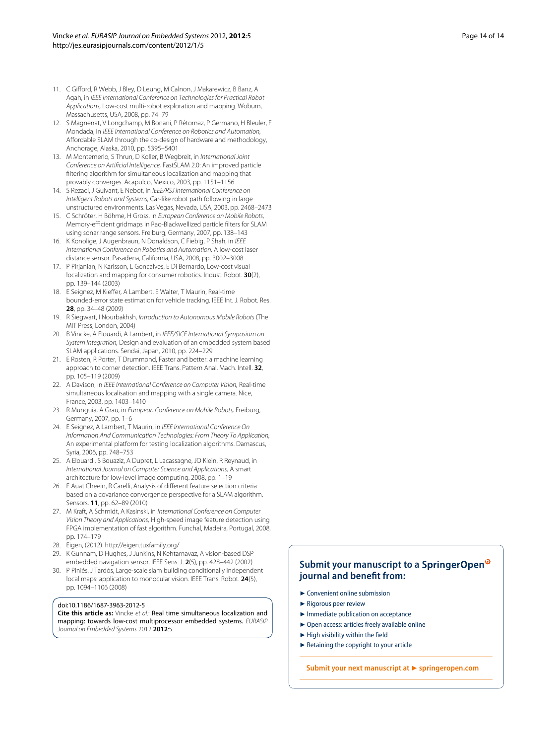11. C Gifford, R Webb, J Bley, D Leung, M Calnon, J Makarewicz, B Banz, A Agah, in *IEEE International Conference on Technologies for Practical Robot Applications*, Low-cost multi-robot exploration and mapping. Woburn, Massachusetts, USA, 2008, pp. 74–79
12. S Magnenat, V Longchamp, M Bonani, P Rétornaz, P Germano, H Bleuler, F Mondada, in *IEEE International Conference on Robotics and Automation*, Affordable SLAM through the co-design of hardware and methodology, Anchorage, Alaska, 2010, pp. 5395–5401
13. M Montemerlo, S Thrun, D Koller, B Wegbreit, in *International Joint Conference on Artificial Intelligence*, FastSLAM 2.0: An improved particle filtering algorithm for simultaneous localization and mapping that provably converges. Acapulco, Mexico, 2003, pp. 1151–1156
14. S Rezaei, J Guivant, E Nebot, in *IEEE/RSJ International Conference on Intelligent Robots and Systems*, Car-like robot path following in large unstructured environments. Las Vegas, Nevada, USA, 2003, pp. 2468–2473
15. C Schröter, H Böhme, H Gross, in *European Conference on Mobile Robots*, Memory-efficient gridmaps in Rao-Blackwellized particle filters for SLAM using sonar range sensors. Freiburg, Germany, 2007, pp. 138–143
16. K Konolige, J Augenbraun, N Donaldson, C Fiebig, P Shah, in *IEEE International Conference on Robotics and Automation*, A low-cost laser distance sensor. Pasadena, California, USA, 2008, pp. 3002–3008
17. P Pirjanian, N Karlsson, L Goncalves, E Di Bernardo, Low-cost visual localization and mapping for consumer robotics. Indust. Robot. **30**(2), pp. 139–144 (2003)
18. E Seignez, M Kieffer, A Lambert, E Walter, T Maurin, Real-time bounded-error state estimation for vehicle tracking. IEEE Int. J. Robot. Res. **28**, pp. 34–48 (2009)
19. R Siegwart, I Nourbakhsh, *Introduction to Autonomous Mobile Robots* (The MIT Press, London, 2004)
20. B Vincke, A Elouardi, A Lambert, in *IEEE/SICE International Symposium on System Integration*, Design and evaluation of an embedded system based SLAM applications. Sendai, Japan, 2010, pp. 224–229
21. E Rosten, R Porter, T Drummond, Faster and better: a machine learning approach to corner detection. IEEE Trans. Pattern Anal. Mach. Intell. **32**, pp. 105–119 (2009)
22. A Davison, in *IEEE International Conference on Computer Vision*, Real-time simultaneous localisation and mapping with a single camera. Nice, France, 2003, pp. 1403–1410
23. R Munguia, A Grau, in *European Conference on Mobile Robots*, Freiburg, Germany, 2007, pp. 1–6
24. E Seignez, A Lambert, T Maurin, in *IEEE International Conference On Information And Communication Technologies: From Theory To Application*, An experimental platform for testing localization algorithms. Damascus, Syria, 2006, pp. 748–753
25. A Elouardi, S Bouaziz, A Dupret, L Lacassagne, JO Klein, R Reynaud, in *International Journal on Computer Science and Applications*, A smart architecture for low-level image computing. 2008, pp. 1–19
26. F Auat Cheein, R Carelli, Analysis of different feature selection criteria based on a covariance convergence perspective for a SLAM algorithm. Sensors. **11**, pp. 62–89 (2010)
27. M Kraft, A Schmidt, A Kasinski, in *International Conference on Computer Vision Theory and Applications*, High-speed image feature detection using FPGA implementation of fast algorithm. Funchal, Madeira, Portugal, 2008, pp. 174–179
28. Eigen, (2012). http://eigen.tuxfamily.org/
29. K Gunnam, D Hughes, J Junkins, N Kehtarnavaz, A vision-based DSP embedded navigation sensor. IEEE Sens. J. **2**(5), pp. 428–442 (2002)
30. P Piniés, J Tardós, Large-scale slam building conditionally independent local maps: application to monocular vision. IEEE Trans. Robot. **24**(5), pp. 1094–1106 (2008)

doi:10.1186/1687-3963-2012-5

**Cite this article as:** Vincke *et al.*: Real time simultaneous localization and mapping: towards low-cost multiprocessor embedded systems. *EURASIP Journal on Embedded Systems* 2012 **2012**:5.

**Submit your manuscript to a SpringerOpen journal and benefit from:**

- ► Convenient online submission
- ► Rigorous peer review
- ► Immediate publication on acceptance
- ► Open access: articles freely available online
- ► High visibility within the field
- ► Retaining the copyright to your article

**Submit your next manuscript at ► springeropen.com**